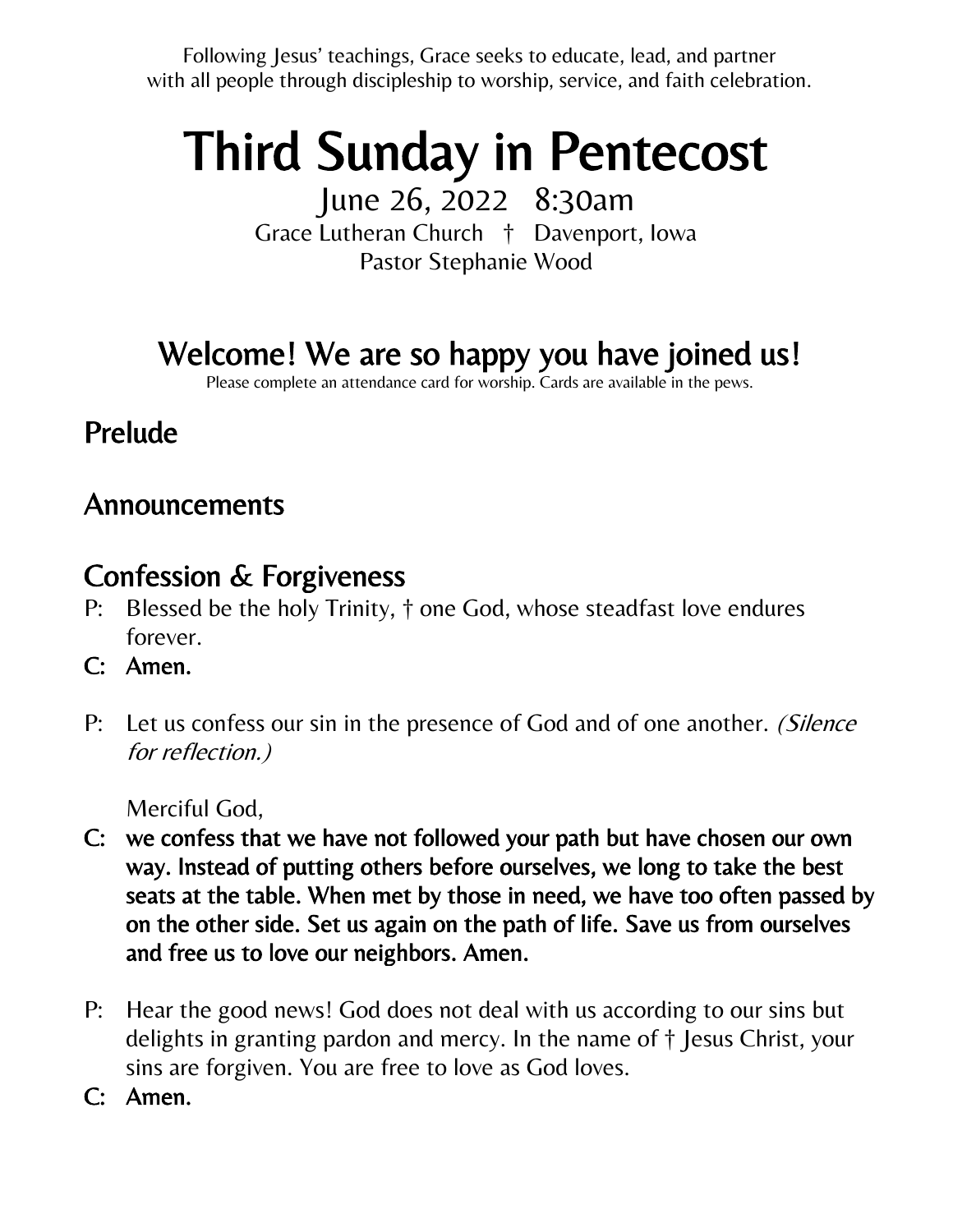Following Jesus' teachings, Grace seeks to educate, lead, and partner with all people through discipleship to worship, service, and faith celebration.

# Third Sunday in Pentecost

June 26, 2022 8:30am

Grace Lutheran Church † Davenport, Iowa

Pastor Stephanie Wood

## Welcome! We are so happy you have joined us!

Please complete an attendance card for worship. Cards are available in the pews.

## Prelude

## Announcements

## Confession & Forgiveness

P: Blessed be the holy Trinity, † one God, whose steadfast love endures forever.

**C: Amen.**

P: Let us confess our sin in the presence of God and of one another. *(Silence for reflection.)*

Merciful God,

**C: we confess that we have not followed your path but have chosen our own way. Instead of putting others before ourselves, we long to take the best seats at the table. When met by those in need, we have too often passed by on the other side. Set us again on the path of life. Save us from ourselves and free us to love our neighbors. Amen.**

P: Hear the good news! God does not deal with us according to our sins but delights in granting pardon and mercy. In the name of † Jesus Christ, your sins are forgiven. You are free to love as God loves.

**C: Amen.**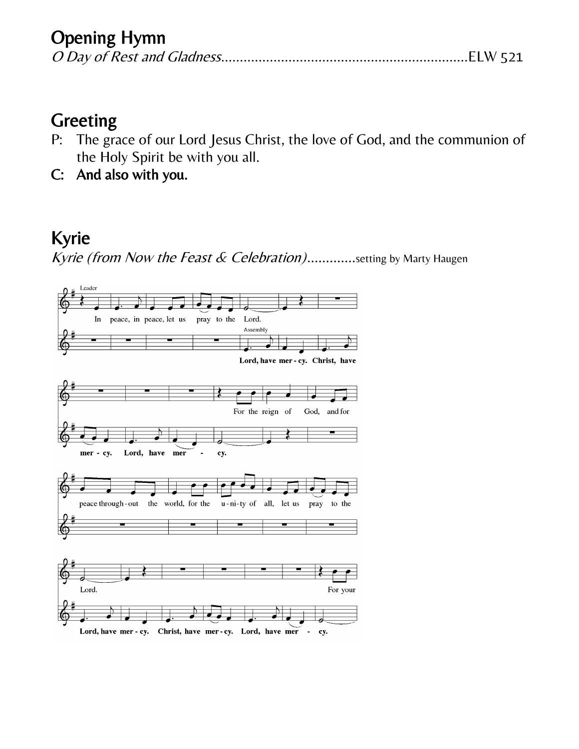## Opening Hymn

*O Day of Rest and Gladness*..................................................................ELW 521

## Greeting

P: The grace of our Lord Jesus Christ, the love of God, and the communion of the Holy Spirit be with you all.

**C: And also with you.**

## Kyrie

*Kyrie (from Now the Feast & Celebration)*.............setting by Marty Haugen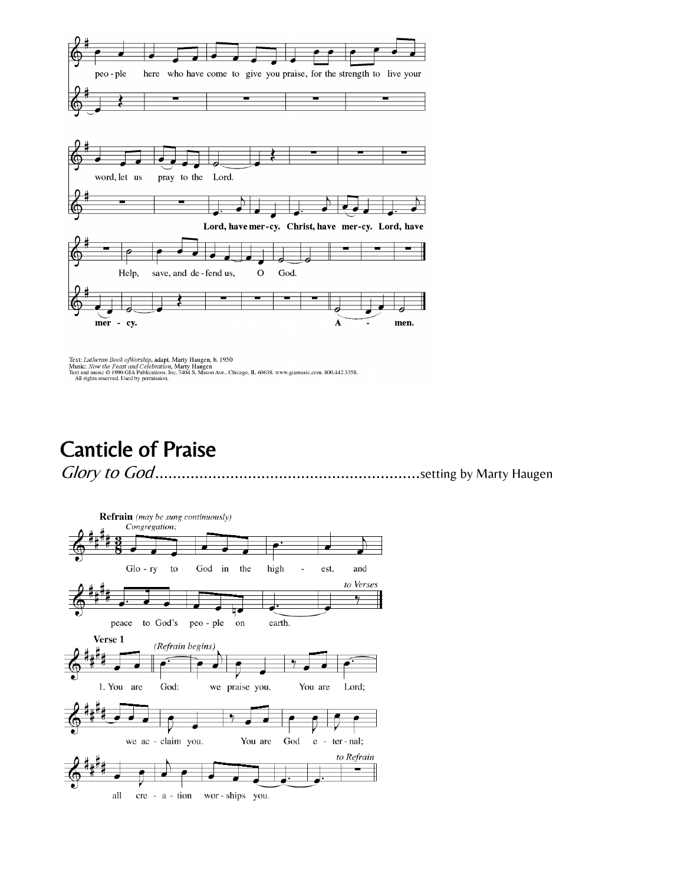peo - ple here who have come to give you praise, for the strength to live your word, let us pray to the Lord.

**Lord, have mer - cy. Christ, have mer - cy. Lord, have mer - cy.**

Help, save, and de - fend us, O God.

**A - men.**

Text: *Lutheran Book of Worship*, adapt. Marty Haugen, b. 1950
Music: *Now the Feast and Celebration*, Marty Haugen
Text and music © 1990 GIA Publications, Inc. 7404 S. Mason Ave., Chicago, IL 60638. www.giamusic.com. 800.442.3358.
All rights reserved. Used by permission.

## Canticle of Praise

*Glory to God*..........................................................setting by Marty Haugen

**Refrain** *(may be sung continuously)*
*Congregation:*

Glo - ry to God in the high - est, and peace to God's peo - ple on earth. *to Verses*

**Verse 1** *(Refrain begins)*

1. You are God: we praise you. You are Lord; we ac - claim you. You are God e - ter - nal; all cre - a - tion wor - ships you. *to Refrain*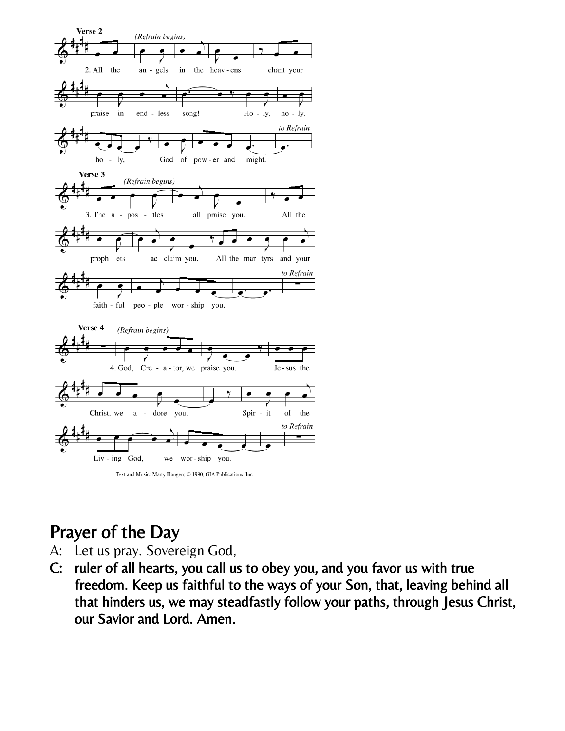**Verse 2**

*(Refrain begins)*

2. All the an - gels in the heav - ens chant your praise in end - less song! Ho - ly, ho - ly, ho - ly, God of pow - er and might.

*to Refrain*

**Verse 3**

*(Refrain begins)*

3. The a - pos - tles all praise you. All the proph - ets ac - claim you. All the mar - tyrs and your faith - ful peo - ple wor - ship you.

*to Refrain*

**Verse 4**

*(Refrain begins)*

4. God, Cre - a - tor, we praise you. Je - sus the Christ, we a - dore you. Spir - it of the Liv - ing God, we wor - ship you.

*to Refrain*

Text and Music: Marty Haugen; © 1990, GIA Publications, Inc.

## Prayer of the Day

A: Let us pray. Sovereign God,

**C: ruler of all hearts, you call us to obey you, and you favor us with true freedom. Keep us faithful to the ways of your Son, that, leaving behind all that hinders us, we may steadfastly follow your paths, through Jesus Christ, our Savior and Lord. Amen.**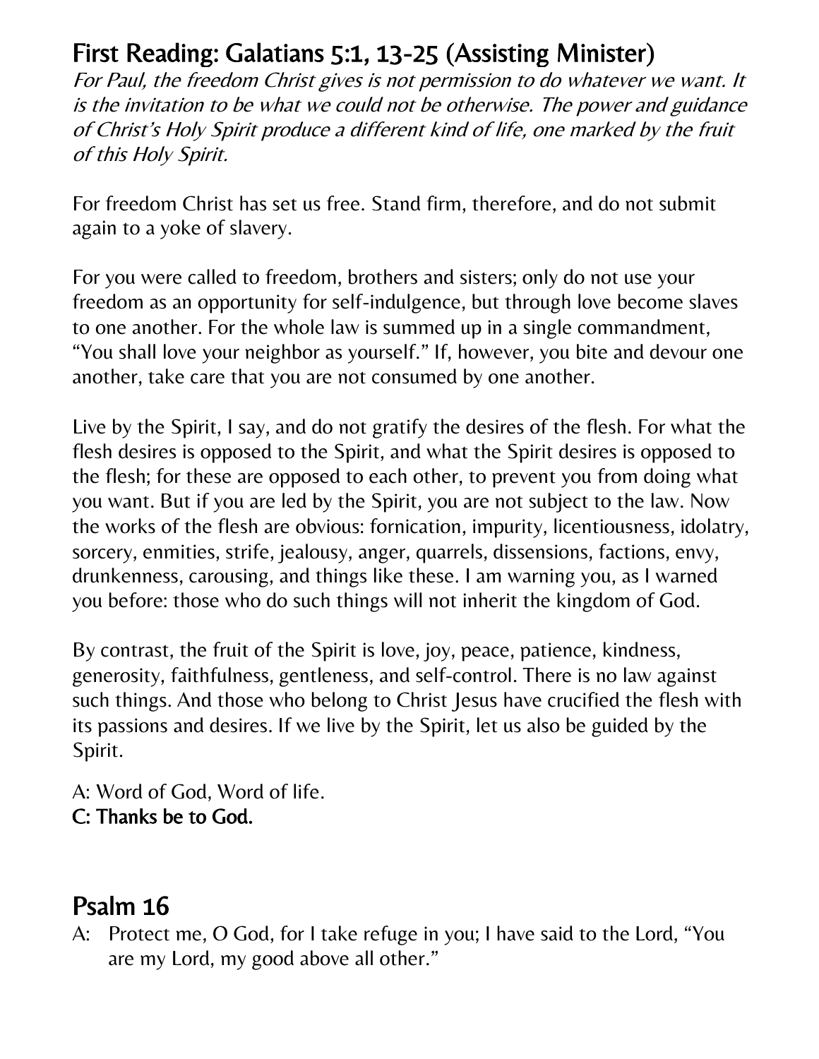## First Reading: Galatians 5:1, 13-25 (Assisting Minister)

*For Paul, the freedom Christ gives is not permission to do whatever we want. It is the invitation to be what we could not be otherwise. The power and guidance of Christ's Holy Spirit produce a different kind of life, one marked by the fruit of this Holy Spirit.*

For freedom Christ has set us free. Stand firm, therefore, and do not submit again to a yoke of slavery.

For you were called to freedom, brothers and sisters; only do not use your freedom as an opportunity for self-indulgence, but through love become slaves to one another. For the whole law is summed up in a single commandment, "You shall love your neighbor as yourself." If, however, you bite and devour one another, take care that you are not consumed by one another.

Live by the Spirit, I say, and do not gratify the desires of the flesh. For what the flesh desires is opposed to the Spirit, and what the Spirit desires is opposed to the flesh; for these are opposed to each other, to prevent you from doing what you want. But if you are led by the Spirit, you are not subject to the law. Now the works of the flesh are obvious: fornication, impurity, licentiousness, idolatry, sorcery, enmities, strife, jealousy, anger, quarrels, dissensions, factions, envy, drunkenness, carousing, and things like these. I am warning you, as I warned you before: those who do such things will not inherit the kingdom of God.

By contrast, the fruit of the Spirit is love, joy, peace, patience, kindness, generosity, faithfulness, gentleness, and self-control. There is no law against such things. And those who belong to Christ Jesus have crucified the flesh with its passions and desires. If we live by the Spirit, let us also be guided by the Spirit.

A: Word of God, Word of life.
**C: Thanks be to God.**

## Psalm 16

A: Protect me, O God, for I take refuge in you; I have said to the Lord, "You are my Lord, my good above all other."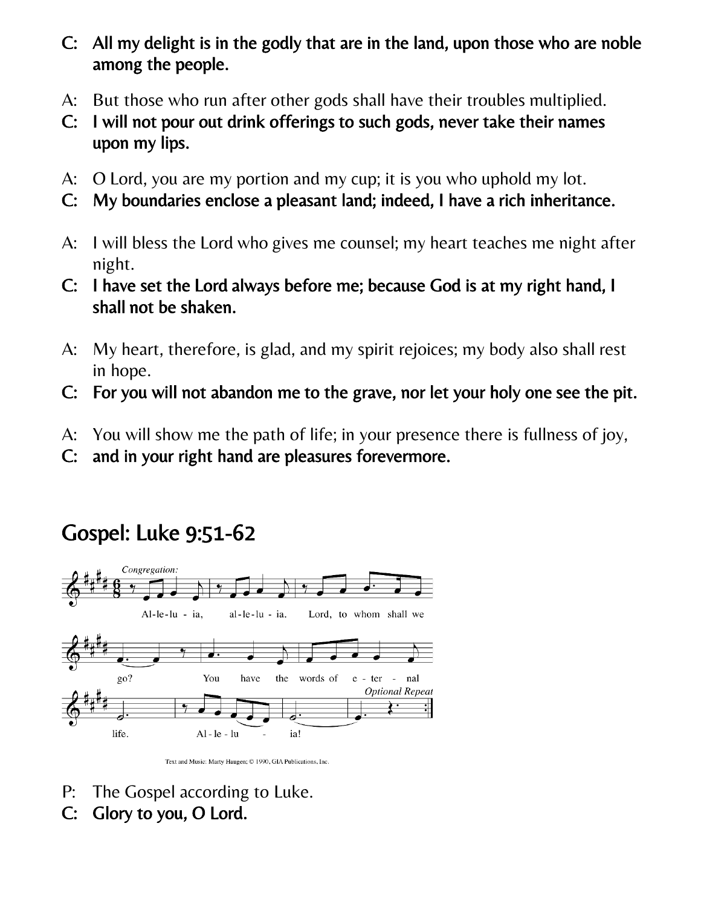**C: All my delight is in the godly that are in the land, upon those who are noble among the people.**

A: But those who run after other gods shall have their troubles multiplied.

**C: I will not pour out drink offerings to such gods, never take their names upon my lips.**

A: O Lord, you are my portion and my cup; it is you who uphold my lot.

**C: My boundaries enclose a pleasant land; indeed, I have a rich inheritance.**

A: I will bless the Lord who gives me counsel; my heart teaches me night after night.

**C: I have set the Lord always before me; because God is at my right hand, I shall not be shaken.**

A: My heart, therefore, is glad, and my spirit rejoices; my body also shall rest in hope.

**C: For you will not abandon me to the grave, nor let your holy one see the pit.**

A: You will show me the path of life; in your presence there is fullness of joy,

**C: and in your right hand are pleasures forevermore.**

## Gospel: Luke 9:51-62

*Congregation:*

Al-le-lu - ia, al-le-lu - ia. Lord, to whom shall we go? You have the words of e - ter - nal life. Al - le - lu - ia!

*Optional Repeat*

Text and Music: Marty Haugen; © 1990, GIA Publications, Inc.

P: The Gospel according to Luke.

**C: Glory to you, O Lord.**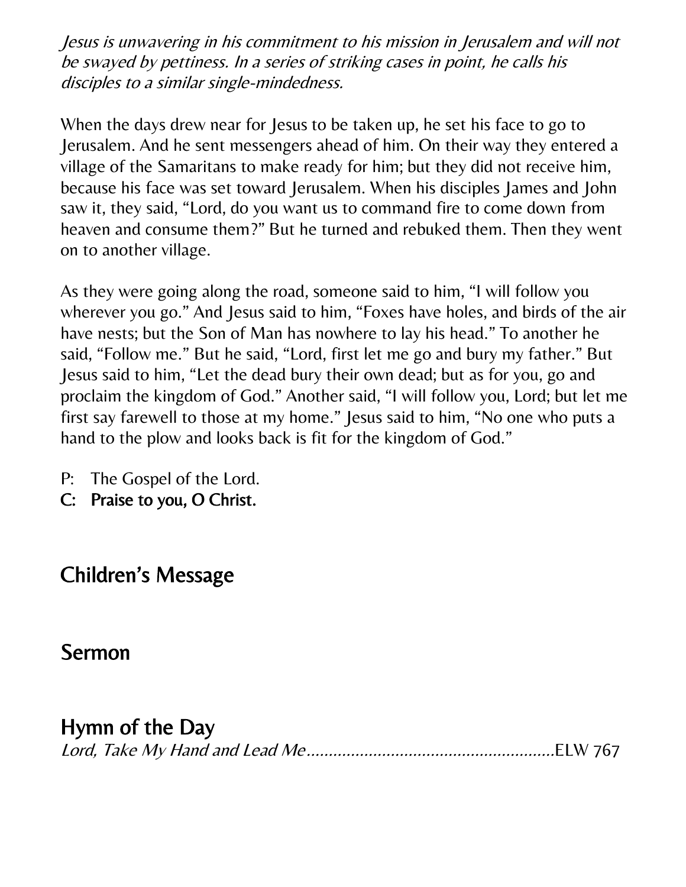*Jesus is unwavering in his commitment to his mission in Jerusalem and will not be swayed by pettiness. In a series of striking cases in point, he calls his disciples to a similar single-mindedness.*

When the days drew near for Jesus to be taken up, he set his face to go to Jerusalem. And he sent messengers ahead of him. On their way they entered a village of the Samaritans to make ready for him; but they did not receive him, because his face was set toward Jerusalem. When his disciples James and John saw it, they said, "Lord, do you want us to command fire to come down from heaven and consume them?" But he turned and rebuked them. Then they went on to another village.

As they were going along the road, someone said to him, "I will follow you wherever you go." And Jesus said to him, "Foxes have holes, and birds of the air have nests; but the Son of Man has nowhere to lay his head." To another he said, "Follow me." But he said, "Lord, first let me go and bury my father." But Jesus said to him, "Let the dead bury their own dead; but as for you, go and proclaim the kingdom of God." Another said, "I will follow you, Lord; but let me first say farewell to those at my home." Jesus said to him, "No one who puts a hand to the plow and looks back is fit for the kingdom of God."

P: The Gospel of the Lord.
**C: Praise to you, O Christ.**

## Children's Message

## Sermon

## Hymn of the Day

*Lord, Take My Hand and Lead Me*..........................................................ELW 767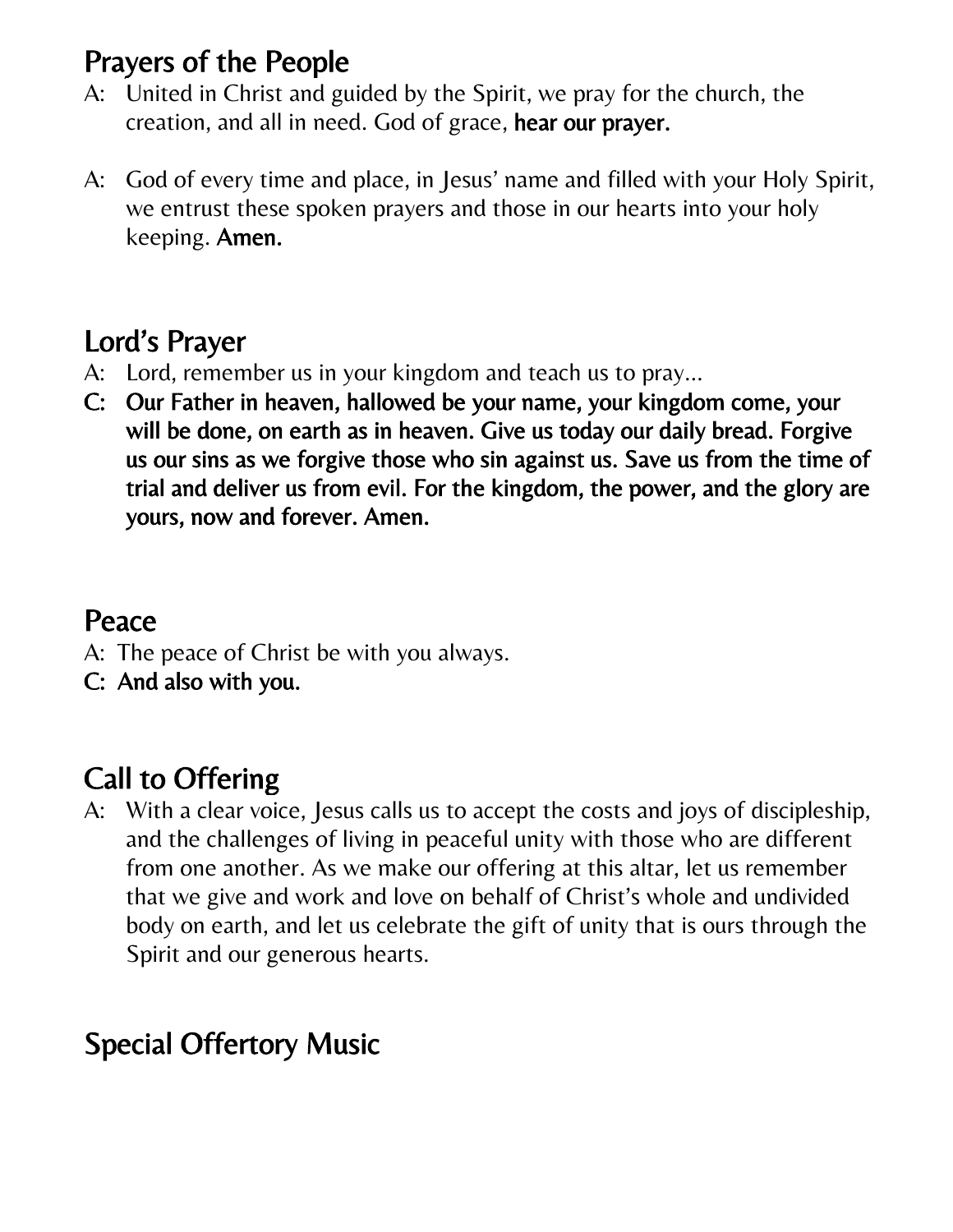## Prayers of the People

A: United in Christ and guided by the Spirit, we pray for the church, the creation, and all in need. God of grace, **hear our prayer.**

A: God of every time and place, in Jesus' name and filled with your Holy Spirit, we entrust these spoken prayers and those in our hearts into your holy keeping. **Amen.**

## Lord's Prayer

A: Lord, remember us in your kingdom and teach us to pray...

**C: Our Father in heaven, hallowed be your name, your kingdom come, your will be done, on earth as in heaven. Give us today our daily bread. Forgive us our sins as we forgive those who sin against us. Save us from the time of trial and deliver us from evil. For the kingdom, the power, and the glory are yours, now and forever. Amen.**

## Peace

A: The peace of Christ be with you always.

**C: And also with you.**

## Call to Offering

A: With a clear voice, Jesus calls us to accept the costs and joys of discipleship, and the challenges of living in peaceful unity with those who are different from one another. As we make our offering at this altar, let us remember that we give and work and love on behalf of Christ's whole and undivided body on earth, and let us celebrate the gift of unity that is ours through the Spirit and our generous hearts.

## Special Offertory Music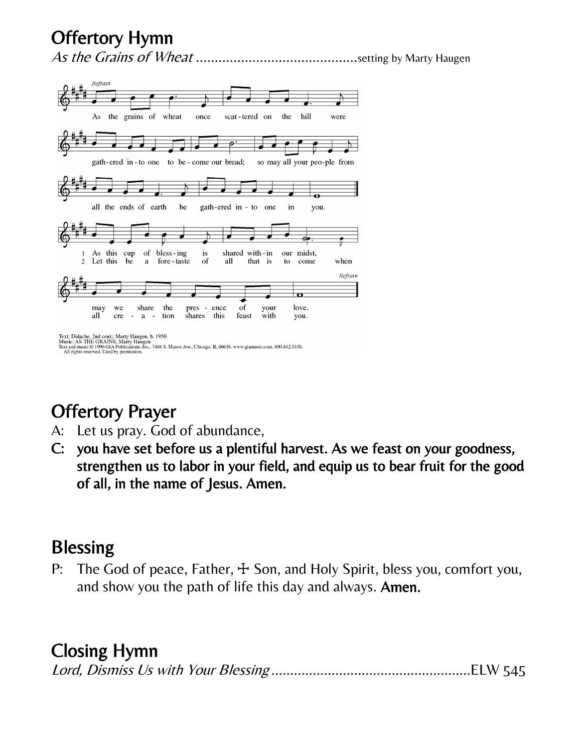## Offertory Hymn

*As the Grains of Wheat* ..........................................setting by Marty Haugen

*Refrain*

As the grains of wheat once scat-tered on the hill were gath-ered in-to one to be-come our bread; so may all your peo-ple from all the ends of earth be gath-ered in-to one in you.

1 As this cup of bless-ing is shared with-in our midst, may we share the pres-ence of your love.

2 Let this be a fore-taste of all that is to come when all cre-a-tion shares this feast with you.

*Refrain*

Text: Didache, 2nd cent.; Marty Haugen, b. 1950
Music: AS THE GRAINS, Marty Haugen
Text and music © 1990 GIA Publications, Inc., 7404 S. Mason Ave., Chicago, IL 60638. www.giamusic.com. 800.442.3358.
All rights reserved. Used by permission.

## Offertory Prayer

A: Let us pray. God of abundance,

**C: you have set before us a plentiful harvest. As we feast on your goodness, strengthen us to labor in your field, and equip us to bear fruit for the good of all, in the name of Jesus. Amen.**

## Blessing

P: The God of peace, Father, ☩ Son, and Holy Spirit, bless you, comfort you, and show you the path of life this day and always. **Amen.**

## Closing Hymn

*Lord, Dismiss Us with Your Blessing* ....................................................ELW 545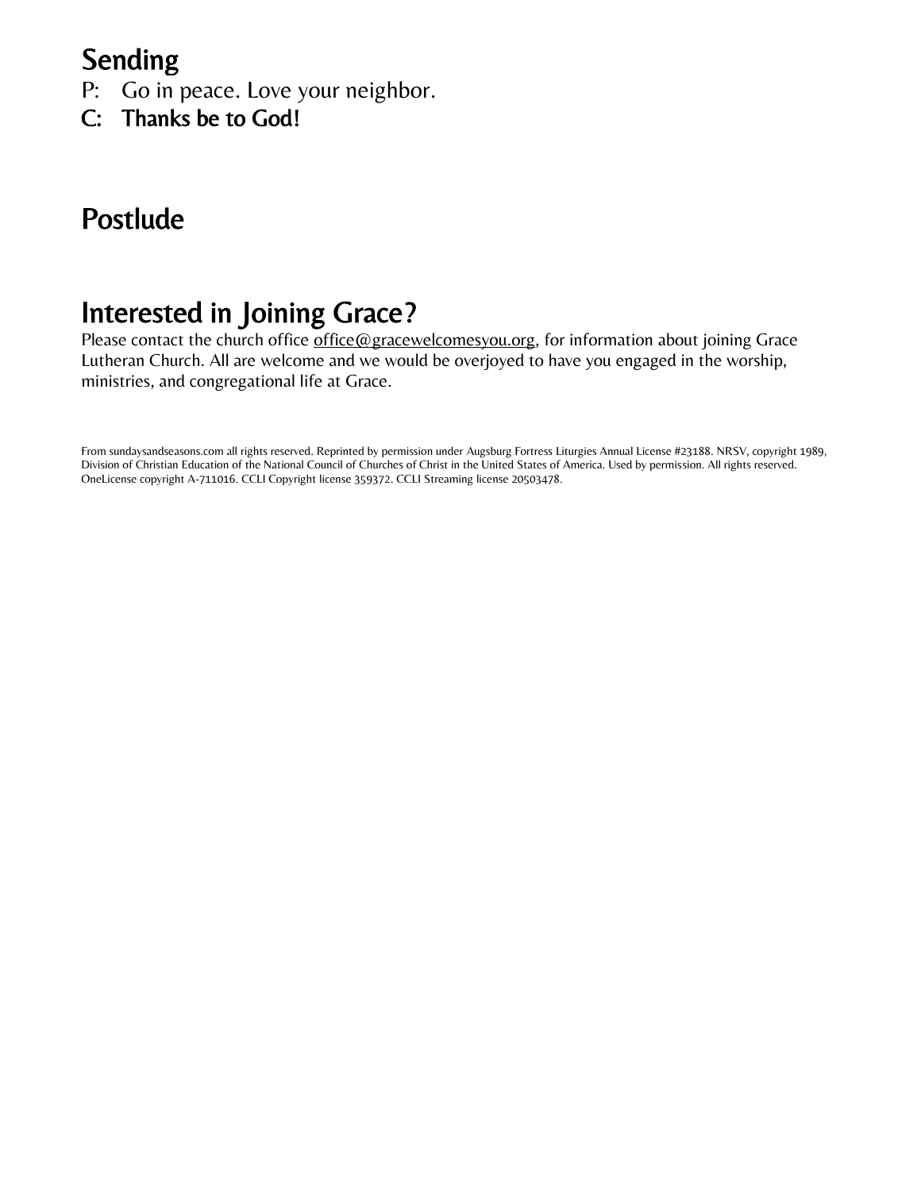## Sending

P: Go in peace. Love your neighbor.

**C: Thanks be to God!**

## Postlude

## Interested in Joining Grace?

Please contact the church office office@gracewelcomesyou.org, for information about joining Grace Lutheran Church. All are welcome and we would be overjoyed to have you engaged in the worship, ministries, and congregational life at Grace.

From sundaysandseasons.com all rights reserved. Reprinted by permission under Augsburg Fortress Liturgies Annual License #23188. NRSV, copyright 1989, Division of Christian Education of the National Council of Churches of Christ in the United States of America. Used by permission. All rights reserved. OneLicense copyright A-711016. CCLI Copyright license 359372. CCLI Streaming license 20503478.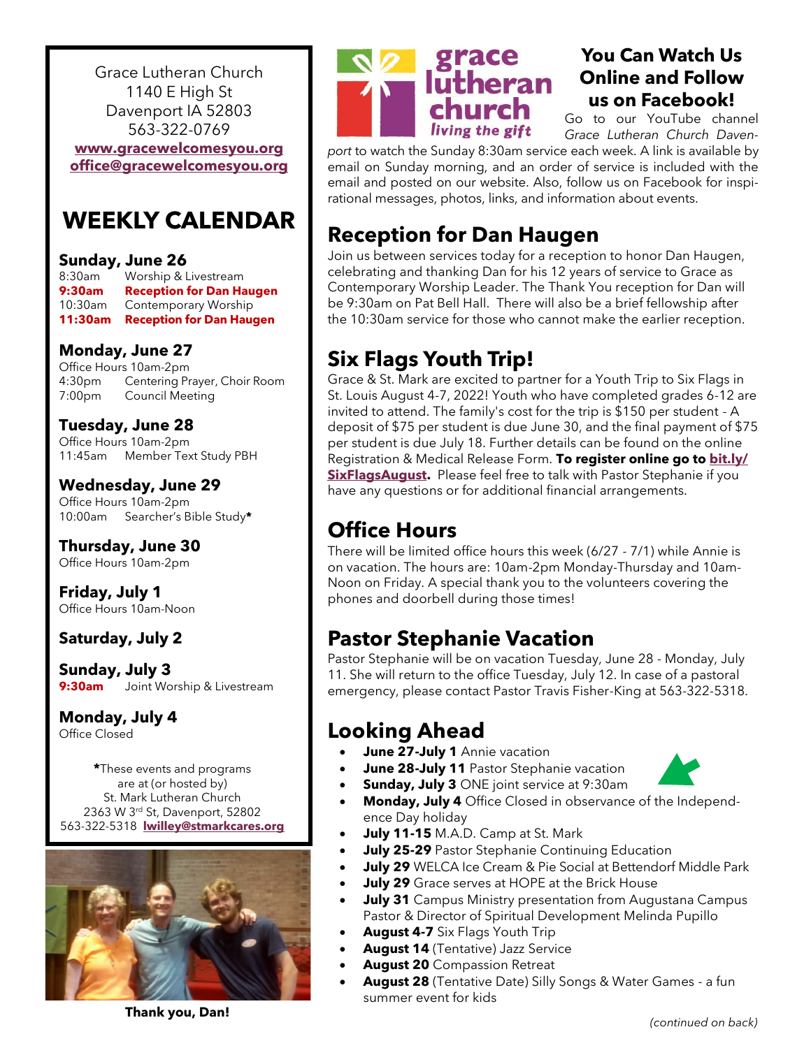Grace Lutheran Church
1140 E High St
Davenport IA 52803
563-322-0769
**www.gracewelcomesyou.org**
**office@gracewelcomesyou.org**

# WEEKLY CALENDAR

**Sunday, June 26**
8:30am Worship & Livestream
**9:30am Reception for Dan Haugen**
10:30am Contemporary Worship
**11:30am Reception for Dan Haugen**

**Monday, June 27**
Office Hours 10am-2pm
4:30pm Centering Prayer, Choir Room
7:00pm Council Meeting

**Tuesday, June 28**
Office Hours 10am-2pm
11:45am Member Text Study PBH

**Wednesday, June 29**
Office Hours 10am-2pm
10:00am Searcher's Bible Study*

**Thursday, June 30**
Office Hours 10am-2pm

**Friday, July 1**
Office Hours 10am-Noon

**Saturday, July 2**

**Sunday, July 3**
**9:30am** Joint Worship & Livestream

**Monday, July 4**
Office Closed

*These events and programs are at (or hosted by) St. Mark Lutheran Church
2363 W 3rd St, Davenport, 52802
563-322-5318 **lwilley@stmarkcares.org**

**Thank you, Dan!**

## You Can Watch Us Online and Follow us on Facebook!

Go to our YouTube channel *Grace Lutheran Church Davenport* to watch the Sunday 8:30am service each week. A link is available by email on Sunday morning, and an order of service is included with the email and posted on our website. Also, follow us on Facebook for inspirational messages, photos, links, and information about events.

## Reception for Dan Haugen

Join us between services today for a reception to honor Dan Haugen, celebrating and thanking Dan for his 12 years of service to Grace as Contemporary Worship Leader. The Thank You reception for Dan will be 9:30am on Pat Bell Hall. There will also be a brief fellowship after the 10:30am service for those who cannot make the earlier reception.

## Six Flags Youth Trip!

Grace & St. Mark are excited to partner for a Youth Trip to Six Flags in St. Louis August 4-7, 2022! Youth who have completed grades 6-12 are invited to attend. The family's cost for the trip is $150 per student - A deposit of $75 per student is due June 30, and the final payment of $75 per student is due July 18. Further details can be found on the online Registration & Medical Release Form. **To register online go to bit.ly/SixFlagsAugust.** Please feel free to talk with Pastor Stephanie if you have any questions or for additional financial arrangements.

## Office Hours

There will be limited office hours this week (6/27 - 7/1) while Annie is on vacation. The hours are: 10am-2pm Monday-Thursday and 10am-Noon on Friday. A special thank you to the volunteers covering the phones and doorbell during those times!

## Pastor Stephanie Vacation

Pastor Stephanie will be on vacation Tuesday, June 28 - Monday, July 11. She will return to the office Tuesday, July 12. In case of a pastoral emergency, please contact Pastor Travis Fisher-King at 563-322-5318.

## Looking Ahead

- **June 27-July 1** Annie vacation
- **June 28-July 11** Pastor Stephanie vacation
- **Sunday, July 3** ONE joint service at 9:30am
- **Monday, July 4** Office Closed in observance of the Independence Day holiday
- **July 11-15** M.A.D. Camp at St. Mark
- **July 25-29** Pastor Stephanie Continuing Education
- **July 29** WELCA Ice Cream & Pie Social at Bettendorf Middle Park
- **July 29** Grace serves at HOPE at the Brick House
- **July 31** Campus Ministry presentation from Augustana Campus Pastor & Director of Spiritual Development Melinda Pupillo
- **August 4-7** Six Flags Youth Trip
- **August 14** (Tentative) Jazz Service
- **August 20** Compassion Retreat
- **August 28** (Tentative Date) Silly Songs & Water Games - a fun summer event for kids

*(continued on back)*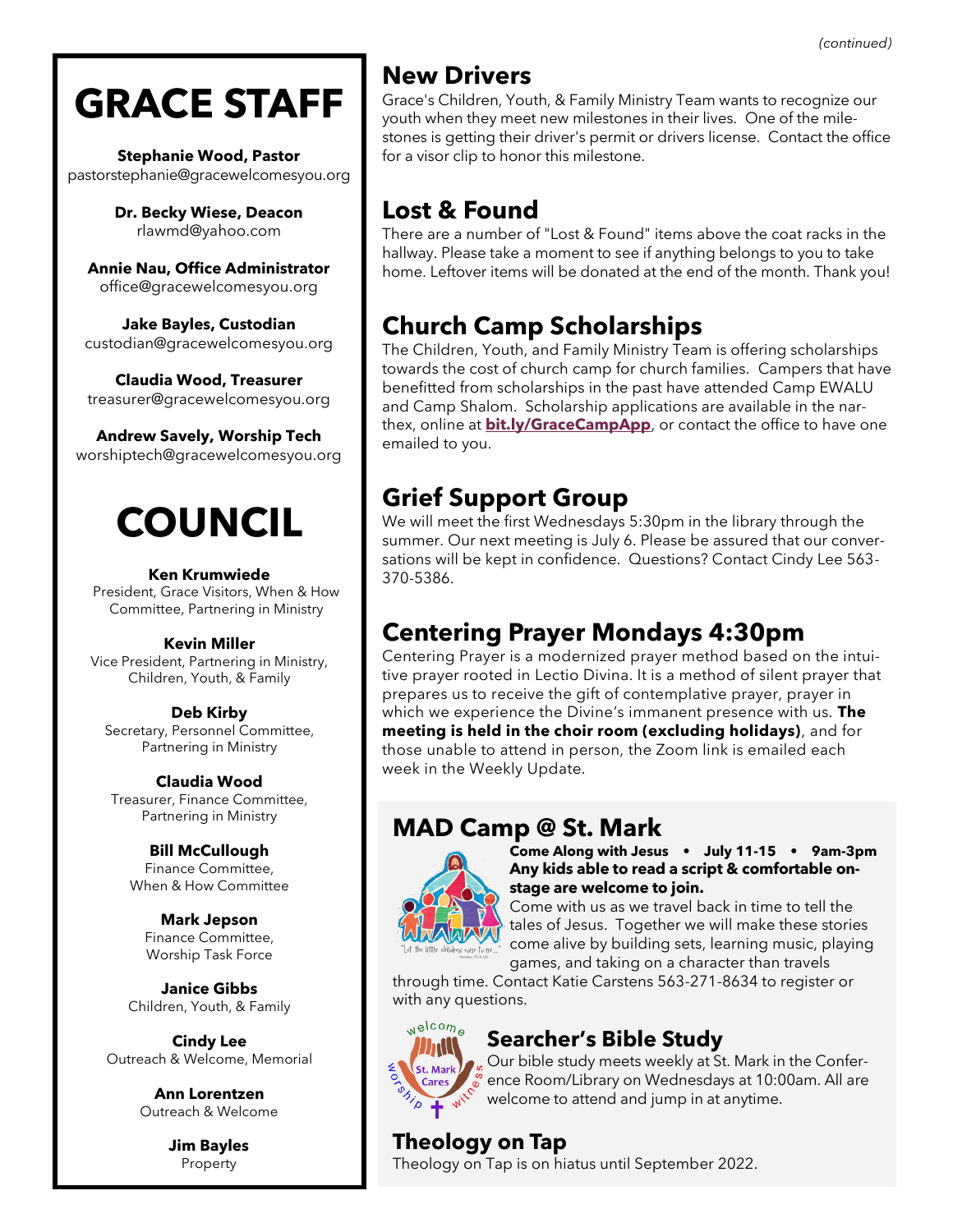*(continued)*

# GRACE STAFF

**Stephanie Wood, Pastor**
pastorstephanie@gracewelcomesyou.org

**Dr. Becky Wiese, Deacon**
rlawmd@yahoo.com

**Annie Nau, Office Administrator**
office@gracewelcomesyou.org

**Jake Bayles, Custodian**
custodian@gracewelcomesyou.org

**Claudia Wood, Treasurer**
treasurer@gracewelcomesyou.org

**Andrew Savely, Worship Tech**
worshiptech@gracewelcomesyou.org

# COUNCIL

**Ken Krumwiede**
President, Grace Visitors, When & How Committee, Partnering in Ministry

**Kevin Miller**
Vice President, Partnering in Ministry, Children, Youth, & Family

**Deb Kirby**
Secretary, Personnel Committee, Partnering in Ministry

**Claudia Wood**
Treasurer, Finance Committee, Partnering in Ministry

**Bill McCullough**
Finance Committee, When & How Committee

**Mark Jepson**
Finance Committee, Worship Task Force

**Janice Gibbs**
Children, Youth, & Family

**Cindy Lee**
Outreach & Welcome, Memorial

**Ann Lorentzen**
Outreach & Welcome

**Jim Bayles**
Property

## New Drivers

Grace's Children, Youth, & Family Ministry Team wants to recognize our youth when they meet new milestones in their lives. One of the milestones is getting their driver's permit or drivers license. Contact the office for a visor clip to honor this milestone.

## Lost & Found

There are a number of "Lost & Found" items above the coat racks in the hallway. Please take a moment to see if anything belongs to you to take home. Leftover items will be donated at the end of the month. Thank you!

## Church Camp Scholarships

The Children, Youth, and Family Ministry Team is offering scholarships towards the cost of church camp for church families. Campers that have benefitted from scholarships in the past have attended Camp EWALU and Camp Shalom. Scholarship applications are available in the narthex, online at **bit.ly/GraceCampApp**, or contact the office to have one emailed to you.

## Grief Support Group

We will meet the first Wednesdays 5:30pm in the library through the summer. Our next meeting is July 6. Please be assured that our conversations will be kept in confidence. Questions? Contact Cindy Lee 563-370-5386.

## Centering Prayer Mondays 4:30pm

Centering Prayer is a modernized prayer method based on the intuitive prayer rooted in Lectio Divina. It is a method of silent prayer that prepares us to receive the gift of contemplative prayer, prayer in which we experience the Divine's immanent presence with us. **The meeting is held in the choir room (excluding holidays)**, and for those unable to attend in person, the Zoom link is emailed each week in the Weekly Update.

## MAD Camp @ St. Mark

**Come Along with Jesus • July 11-15 • 9am-3pm**
**Any kids able to read a script & comfortable on-stage are welcome to join.**

Come with us as we travel back in time to tell the tales of Jesus. Together we will make these stories come alive by building sets, learning music, playing games, and taking on a character than travels through time. Contact Katie Carstens 563-271-8634 to register or with any questions.

## Searcher's Bible Study

Our bible study meets weekly at St. Mark in the Conference Room/Library on Wednesdays at 10:00am. All are welcome to attend and jump in at anytime.

## Theology on Tap

Theology on Tap is on hiatus until September 2022.